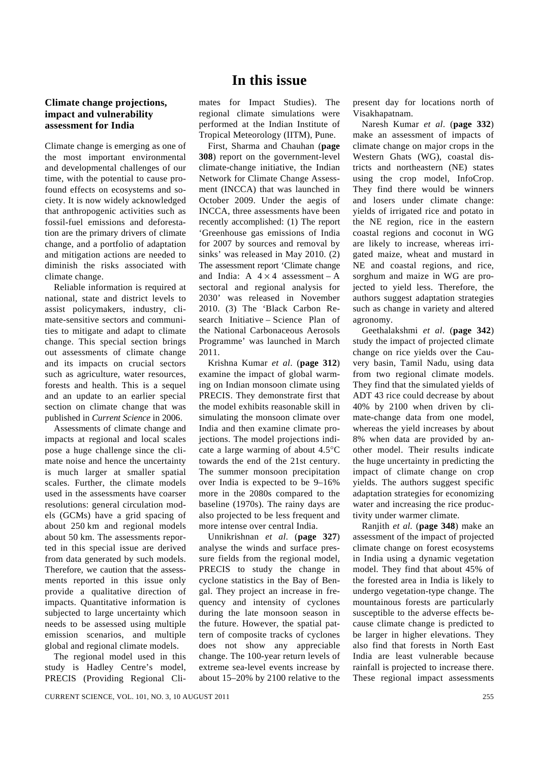# In this issue

## Climate change projections, impact and vulnerability assessment for India

Climate change is emerging as one of the most important environmental and developmental challenges of our time, with the potential to cause profound effects on ecosystems and society. It is now widely acknowledged that anthropogenic activities such as fossil-fuel emissions and deforestation are the primary drivers of climate change, and a portfolio of adaptation and mitigation actions are needed to diminish the risks associated with climate change.

Reliable information is required at national, state and district levels to assist policymakers, industry, climate-sensitive sectors and communities to mitigate and adapt to climate change. This special section brings out assessments of climate change and its impacts on crucial sectors such as agriculture, water resources, forests and health. This is a sequel and an update to an earlier special section on climate change that was published in *Current Science* in 2006.

Assessments of climate change and impacts at regional and local scales pose a huge challenge since the climate noise and hence the uncertainty is much larger at smaller spatial scales. Further, the climate models used in the assessments have coarser resolutions: general circulation models (GCMs) have a grid spacing of about 250 km and regional models about 50 km. The assessments reported in this special issue are derived from data generated by such models. Therefore, we caution that the assessments reported in this issue only provide a qualitative direction of impacts. Quantitative information is subjected to large uncertainty which needs to be assessed using multiple emission scenarios, and multiple global and regional climate models.

The regional model used in this study is Hadley Centre's model, PRECIS (Providing Regional Climates for Impact Studies). The regional climate simulations were performed at the Indian Institute of Tropical Meteorology (IITM), Pune.

First, Sharma and Chauhan (**page 308**) report on the government-level climate-change initiative, the Indian Network for Climate Change Assessment (INCCA) that was launched in October 2009. Under the aegis of INCCA, three assessments have been recently accomplished: (1) The report 'Greenhouse gas emissions of India for 2007 by sources and removal by sinks' was released in May 2010. (2) The assessment report 'Climate change and India: A $4 \times 4$ assessment – A sectoral and regional analysis for 2030' was released in November 2010. (3) The 'Black Carbon Research Initiative – Science Plan of the National Carbonaceous Aerosols Programme' was launched in March 2011.

Krishna Kumar *et al*. (**page 312**) examine the impact of global warming on Indian monsoon climate using PRECIS. They demonstrate first that the model exhibits reasonable skill in simulating the monsoon climate over India and then examine climate projections. The model projections indicate a large warming of about 4.5°C towards the end of the 21st century. The summer monsoon precipitation over India is expected to be 9–16% more in the 2080s compared to the baseline (1970s). The rainy days are also projected to be less frequent and more intense over central India.

Unnikrishnan *et al.* (**page 327**) analyse the winds and surface pressure fields from the regional model, PRECIS to study the change in cyclone statistics in the Bay of Bengal. They project an increase in frequency and intensity of cyclones during the late monsoon season in the future. However, the spatial pattern of composite tracks of cyclones does not show any appreciable change. The 100-year return levels of extreme sea-level events increase by about 15–20% by 2100 relative to the present day for locations north of Visakhapatnam.

Naresh Kumar *et al*. (**page 332**) make an assessment of impacts of climate change on major crops in the Western Ghats (WG), coastal districts and northeastern (NE) states using the crop model, InfoCrop. They find there would be winners and losers under climate change: yields of irrigated rice and potato in the NE region, rice in the eastern coastal regions and coconut in WG are likely to increase, whereas irrigated maize, wheat and mustard in NE and coastal regions, and rice, sorghum and maize in WG are projected to yield less. Therefore, the authors suggest adaptation strategies such as change in variety and altered agronomy.

Geethalakshmi *et al*. (**page 342**) study the impact of projected climate change on rice yields over the Cauvery basin, Tamil Nadu, using data from two regional climate models. They find that the simulated yields of ADT 43 rice could decrease by about 40% by 2100 when driven by climate-change data from one model, whereas the yield increases by about 8% when data are provided by another model. Their results indicate the huge uncertainty in predicting the impact of climate change on crop yields. The authors suggest specific adaptation strategies for economizing water and increasing the rice productivity under warmer climate.

Ranjith *et al.* (**page 348**) make an assessment of the impact of projected climate change on forest ecosystems in India using a dynamic vegetation model. They find that about 45% of the forested area in India is likely to undergo vegetation-type change. The mountainous forests are particularly susceptible to the adverse effects because climate change is predicted to be larger in higher elevations. They also find that forests in North East India are least vulnerable because rainfall is projected to increase there. These regional impact assessments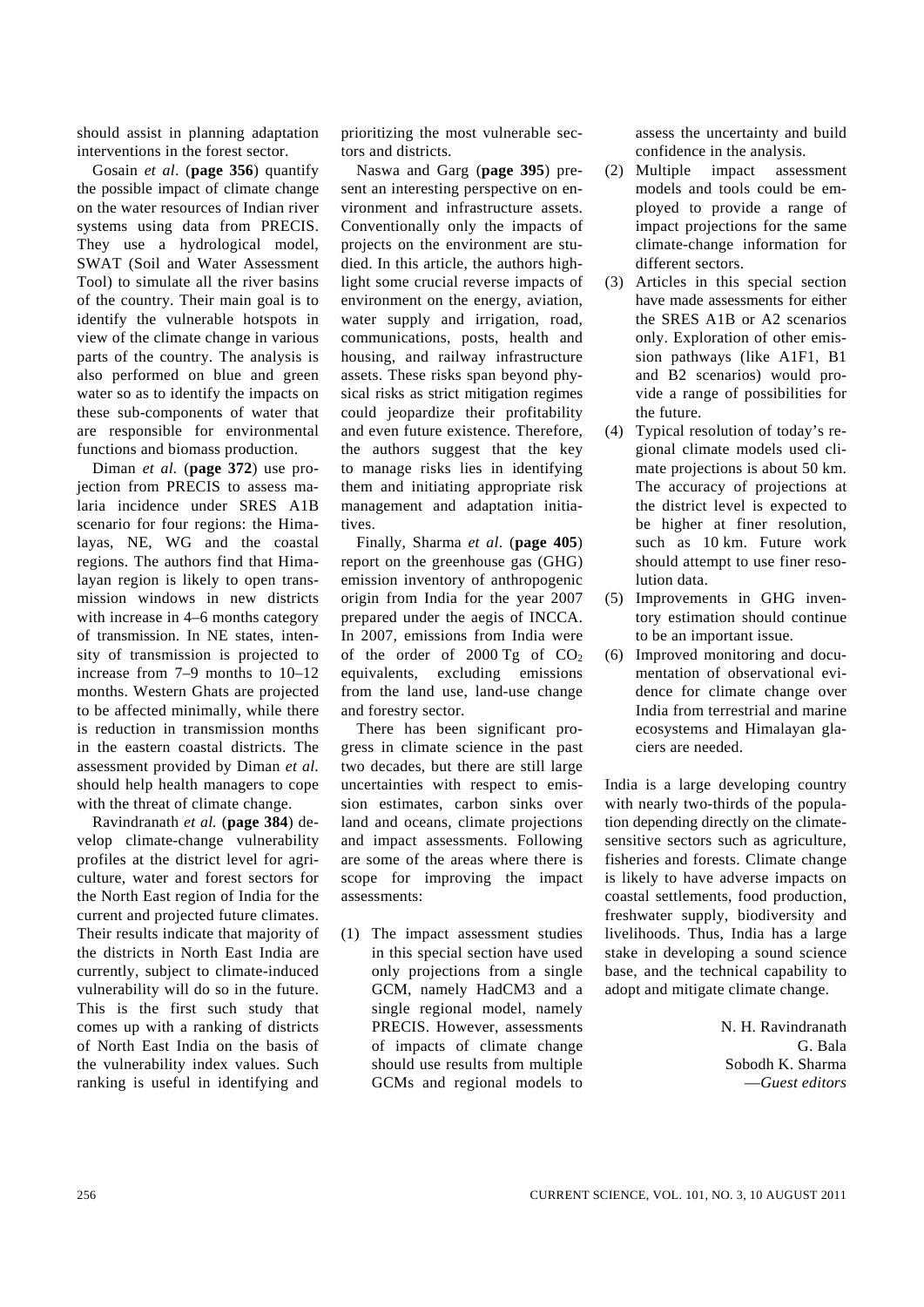should assist in planning adaptation interventions in the forest sector.

Gosain *et al*. (**page 356**) quantify the possible impact of climate change on the water resources of Indian river systems using data from PRECIS. They use a hydrological model, SWAT (Soil and Water Assessment Tool) to simulate all the river basins of the country. Their main goal is to identify the vulnerable hotspots in view of the climate change in various parts of the country. The analysis is also performed on blue and green water so as to identify the impacts on these sub-components of water that are responsible for environmental functions and biomass production.

Diman *et al.* (**page 372**) use projection from PRECIS to assess malaria incidence under SRES A1B scenario for four regions: the Himalayas, NE, WG and the coastal regions. The authors find that Himalayan region is likely to open transmission windows in new districts with increase in 4–6 months category of transmission. In NE states, intensity of transmission is projected to increase from 7–9 months to 10–12 months. Western Ghats are projected to be affected minimally, while there is reduction in transmission months in the eastern coastal districts. The assessment provided by Diman *et al*. should help health managers to cope with the threat of climate change.

Ravindranath *et al.* (**page 384**) develop climate-change vulnerability profiles at the district level for agriculture, water and forest sectors for the North East region of India for the current and projected future climates. Their results indicate that majority of the districts in North East India are currently, subject to climate-induced vulnerability will do so in the future. This is the first such study that comes up with a ranking of districts of North East India on the basis of the vulnerability index values. Such ranking is useful in identifying and prioritizing the most vulnerable sectors and districts.

Naswa and Garg (**page 395**) present an interesting perspective on environment and infrastructure assets. Conventionally only the impacts of projects on the environment are studied. In this article, the authors highlight some crucial reverse impacts of environment on the energy, aviation, water supply and irrigation, road, communications, posts, health and housing, and railway infrastructure assets. These risks span beyond physical risks as strict mitigation regimes could jeopardize their profitability and even future existence. Therefore, the authors suggest that the key to manage risks lies in identifying them and initiating appropriate risk management and adaptation initiatives.

Finally, Sharma *et al*. (**page 405**) report on the greenhouse gas (GHG) emission inventory of anthropogenic origin from India for the year 2007 prepared under the aegis of INCCA. In 2007, emissions from India were of the order of 2000 Tg of $CO_2$ equivalents, excluding emissions from the land use, land-use change and forestry sector.

There has been significant progress in climate science in the past two decades, but there are still large uncertainties with respect to emission estimates, carbon sinks over land and oceans, climate projections and impact assessments. Following are some of the areas where there is scope for improving the impact assessments:

(1) The impact assessment studies in this special section have used only projections from a single GCM, namely HadCM3 and a single regional model, namely PRECIS. However, assessments of impacts of climate change should use results from multiple GCMs and regional models to assess the uncertainty and build confidence in the analysis.
(2) Multiple impact assessment models and tools could be employed to provide a range of impact projections for the same climate-change information for different sectors.
(3) Articles in this special section have made assessments for either the SRES A1B or A2 scenarios only. Exploration of other emission pathways (like A1F1, B1 and B2 scenarios) would provide a range of possibilities for the future.
(4) Typical resolution of today's regional climate models used climate projections is about 50 km. The accuracy of projections at the district level is expected to be higher at finer resolution, such as 10 km. Future work should attempt to use finer resolution data.
(5) Improvements in GHG inventory estimation should continue to be an important issue.
(6) Improved monitoring and documentation of observational evidence for climate change over India from terrestrial and marine ecosystems and Himalayan glaciers are needed.

India is a large developing country with nearly two-thirds of the population depending directly on the climate-sensitive sectors such as agriculture, fisheries and forests. Climate change is likely to have adverse impacts on coastal settlements, food production, freshwater supply, biodiversity and livelihoods. Thus, India has a large stake in developing a sound science base, and the technical capability to adopt and mitigate climate change.

N. H. Ravindranath
G. Bala
Sobodh K. Sharma
—*Guest editors*